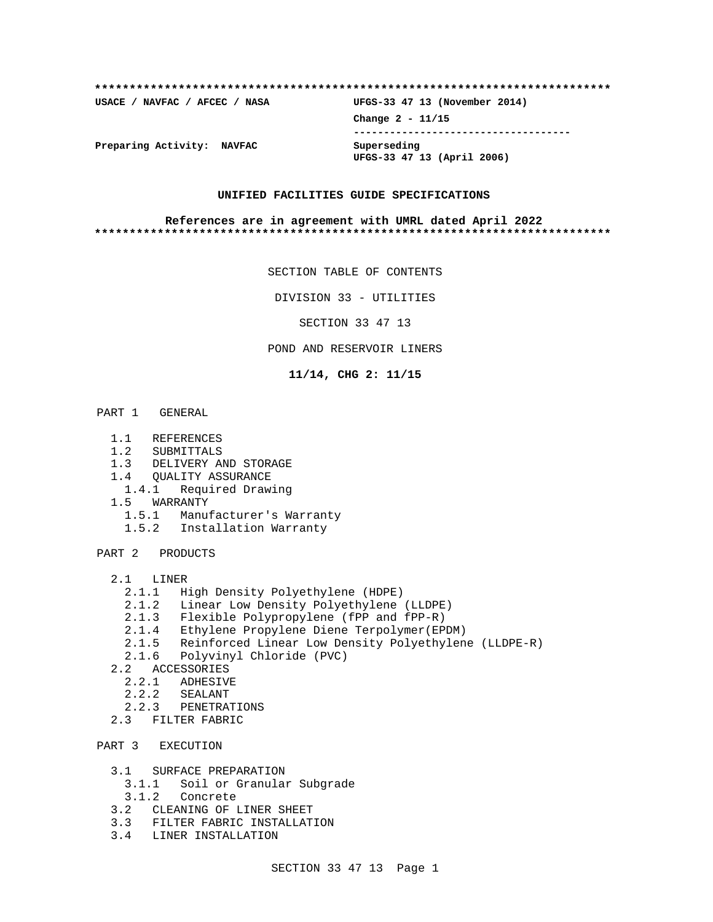**************************************************************************

**USACE / NAVFAC / AFCEC / NASA** **UFGS-33 47 13 (November 2014)**

**Change 2 - 11/15**

-----------------------------------

**Preparing Activity: NAVFAC** **Superseding**
**UFGS-33 47 13 (April 2006)**

**UNIFIED FACILITIES GUIDE SPECIFICATIONS**

**References are in agreement with UMRL dated April 2022**

**************************************************************************

SECTION TABLE OF CONTENTS

DIVISION 33 - UTILITIES

SECTION 33 47 13

POND AND RESERVOIR LINERS

**11/14, CHG 2: 11/15**

PART 1 GENERAL

- 1.1 REFERENCES
- 1.2 SUBMITTALS
- 1.3 DELIVERY AND STORAGE
- 1.4 QUALITY ASSURANCE
  - 1.4.1 Required Drawing
- 1.5 WARRANTY
  - 1.5.1 Manufacturer's Warranty
  - 1.5.2 Installation Warranty

PART 2 PRODUCTS

- 2.1 LINER
  - 2.1.1 High Density Polyethylene (HDPE)
  - 2.1.2 Linear Low Density Polyethylene (LLDPE)
  - 2.1.3 Flexible Polypropylene (fPP and fPP-R)
  - 2.1.4 Ethylene Propylene Diene Terpolymer(EPDM)
  - 2.1.5 Reinforced Linear Low Density Polyethylene (LLDPE-R)
  - 2.1.6 Polyvinyl Chloride (PVC)
- 2.2 ACCESSORIES
  - 2.2.1 ADHESIVE
  - 2.2.2 SEALANT
  - 2.2.3 PENETRATIONS
- 2.3 FILTER FABRIC

PART 3 EXECUTION

- 3.1 SURFACE PREPARATION
  - 3.1.1 Soil or Granular Subgrade
  - 3.1.2 Concrete
- 3.2 CLEANING OF LINER SHEET
- 3.3 FILTER FABRIC INSTALLATION
- 3.4 LINER INSTALLATION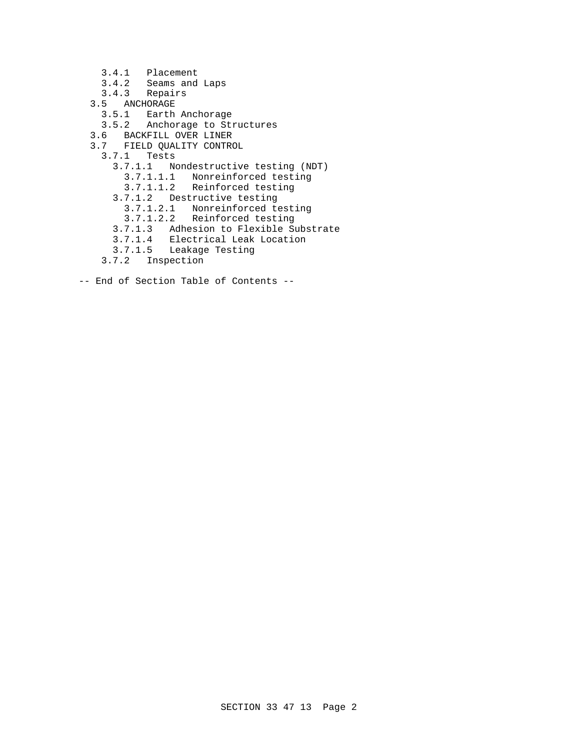- 3.4.1 Placement
- 3.4.2 Seams and Laps
- 3.4.3 Repairs
- 3.5 ANCHORAGE
  - 3.5.1 Earth Anchorage
  - 3.5.2 Anchorage to Structures
- 3.6 BACKFILL OVER LINER
- 3.7 FIELD QUALITY CONTROL
  - 3.7.1 Tests
    - 3.7.1.1 Nondestructive testing (NDT)
      - 3.7.1.1.1 Nonreinforced testing
      - 3.7.1.1.2 Reinforced testing
    - 3.7.1.2 Destructive testing
      - 3.7.1.2.1 Nonreinforced testing
      - 3.7.1.2.2 Reinforced testing
    - 3.7.1.3 Adhesion to Flexible Substrate
    - 3.7.1.4 Electrical Leak Location
    - 3.7.1.5 Leakage Testing
  - 3.7.2 Inspection

-- End of Section Table of Contents --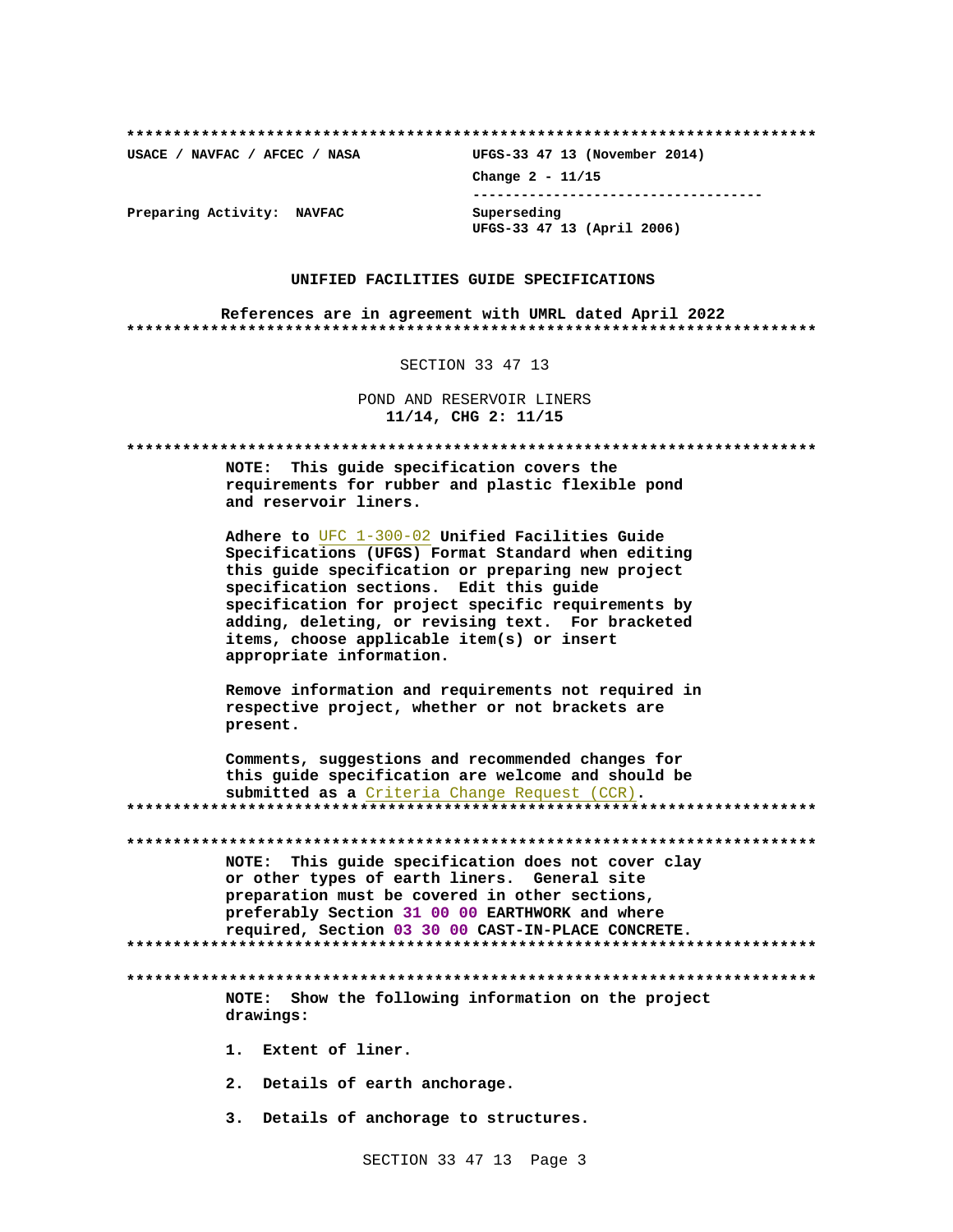**************************************************************************

USACE / NAVFAC / AFCEC / NASA　　　　UFGS-33 47 13 (November 2014)

Change 2 - 11/15

Preparing Activity: NAVFAC　　　　Superseding
UFGS-33 47 13 (April 2006)

**UNIFIED FACILITIES GUIDE SPECIFICATIONS**

**References are in agreement with UMRL dated April 2022**

**************************************************************************

SECTION 33 47 13

POND AND RESERVOIR LINERS
**11/14, CHG 2: 11/15**

**************************************************************************

**NOTE: This guide specification covers the requirements for rubber and plastic flexible pond and reservoir liners.**

**Adhere to UFC 1-300-02 Unified Facilities Guide Specifications (UFGS) Format Standard when editing this guide specification or preparing new project specification sections. Edit this guide specification for project specific requirements by adding, deleting, or revising text. For bracketed items, choose applicable item(s) or insert appropriate information.**

**Remove information and requirements not required in respective project, whether or not brackets are present.**

**Comments, suggestions and recommended changes for this guide specification are welcome and should be submitted as a Criteria Change Request (CCR).**

**************************************************************************

**************************************************************************

**NOTE: This guide specification does not cover clay or other types of earth liners. General site preparation must be covered in other sections, preferably Section 31 00 00 EARTHWORK and where required, Section 03 30 00 CAST-IN-PLACE CONCRETE.**

**************************************************************************

**************************************************************************

**NOTE: Show the following information on the project drawings:**

**1. Extent of liner.**

**2. Details of earth anchorage.**

**3. Details of anchorage to structures.**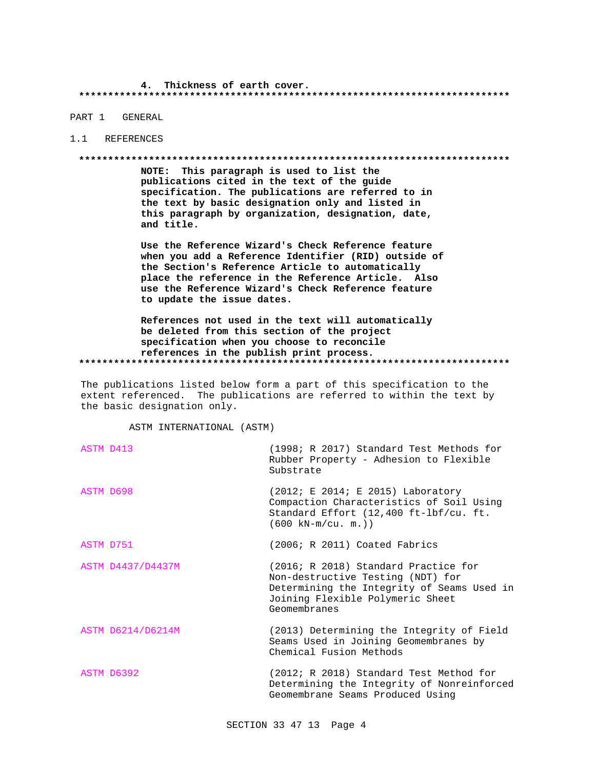4. Thickness of earth cover.

**************************************************************************

PART 1 GENERAL

1.1 REFERENCES

**************************************************************************

**NOTE: This paragraph is used to list the publications cited in the text of the guide specification. The publications are referred to in the text by basic designation only and listed in this paragraph by organization, designation, date, and title.**

**Use the Reference Wizard's Check Reference feature when you add a Reference Identifier (RID) outside of the Section's Reference Article to automatically place the reference in the Reference Article. Also use the Reference Wizard's Check Reference feature to update the issue dates.**

**References not used in the text will automatically be deleted from this section of the project specification when you choose to reconcile references in the publish print process.**

**************************************************************************

The publications listed below form a part of this specification to the extent referenced. The publications are referred to within the text by the basic designation only.

ASTM INTERNATIONAL (ASTM)

| | |
|---|---|
| ASTM D413 | (1998; R 2017) Standard Test Methods for Rubber Property - Adhesion to Flexible Substrate |
| ASTM D698 | (2012; E 2014; E 2015) Laboratory Compaction Characteristics of Soil Using Standard Effort (12,400 ft-lbf/cu. ft. (600 kN-m/cu. m.)) |
| ASTM D751 | (2006; R 2011) Coated Fabrics |
| ASTM D4437/D4437M | (2016; R 2018) Standard Practice for Non-destructive Testing (NDT) for Determining the Integrity of Seams Used in Joining Flexible Polymeric Sheet Geomembranes |
| ASTM D6214/D6214M | (2013) Determining the Integrity of Field Seams Used in Joining Geomembranes by Chemical Fusion Methods |
| ASTM D6392 | (2012; R 2018) Standard Test Method for Determining the Integrity of Nonreinforced Geomembrane Seams Produced Using |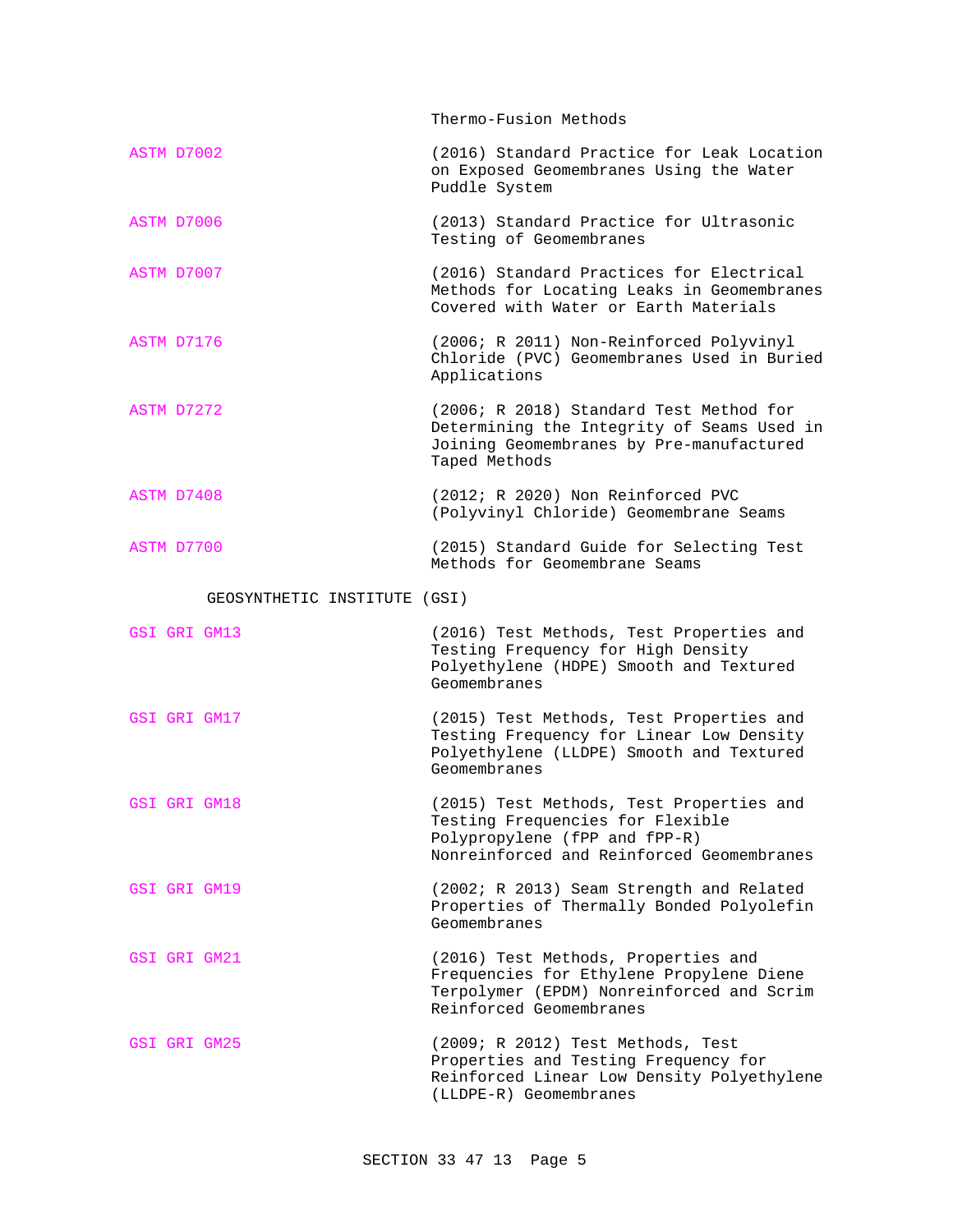Thermo-Fusion Methods

| | |
|---|---|
| ASTM D7002 | (2016) Standard Practice for Leak Location on Exposed Geomembranes Using the Water Puddle System |
| ASTM D7006 | (2013) Standard Practice for Ultrasonic Testing of Geomembranes |
| ASTM D7007 | (2016) Standard Practices for Electrical Methods for Locating Leaks in Geomembranes Covered with Water or Earth Materials |
| ASTM D7176 | (2006; R 2011) Non-Reinforced Polyvinyl Chloride (PVC) Geomembranes Used in Buried Applications |
| ASTM D7272 | (2006; R 2018) Standard Test Method for Determining the Integrity of Seams Used in Joining Geomembranes by Pre-manufactured Taped Methods |
| ASTM D7408 | (2012; R 2020) Non Reinforced PVC (Polyvinyl Chloride) Geomembrane Seams |
| ASTM D7700 | (2015) Standard Guide for Selecting Test Methods for Geomembrane Seams |

GEOSYNTHETIC INSTITUTE (GSI)

| | |
|---|---|
| GSI GRI GM13 | (2016) Test Methods, Test Properties and Testing Frequency for High Density Polyethylene (HDPE) Smooth and Textured Geomembranes |
| GSI GRI GM17 | (2015) Test Methods, Test Properties and Testing Frequency for Linear Low Density Polyethylene (LLDPE) Smooth and Textured Geomembranes |
| GSI GRI GM18 | (2015) Test Methods, Test Properties and Testing Frequencies for Flexible Polypropylene (fPP and fPP-R) Nonreinforced and Reinforced Geomembranes |
| GSI GRI GM19 | (2002; R 2013) Seam Strength and Related Properties of Thermally Bonded Polyolefin Geomembranes |
| GSI GRI GM21 | (2016) Test Methods, Properties and Frequencies for Ethylene Propylene Diene Terpolymer (EPDM) Nonreinforced and Scrim Reinforced Geomembranes |
| GSI GRI GM25 | (2009; R 2012) Test Methods, Test Properties and Testing Frequency for Reinforced Linear Low Density Polyethylene (LLDPE-R) Geomembranes |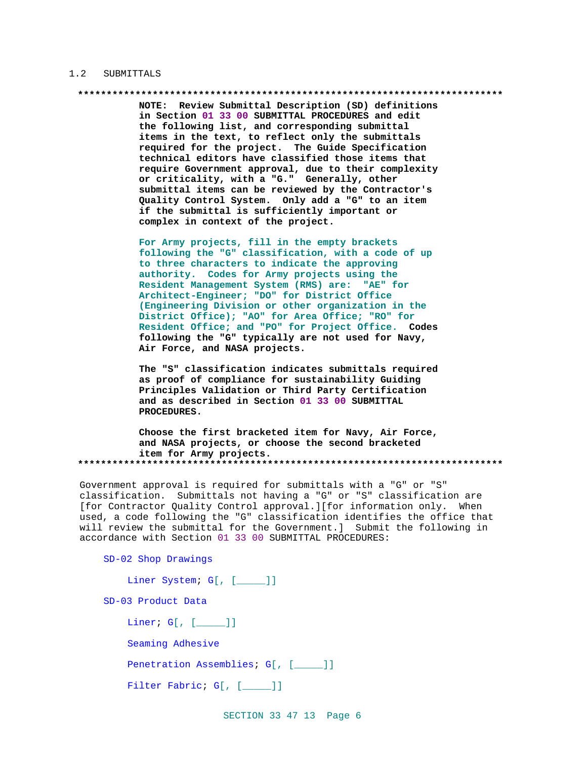## 1.2 SUBMITTALS

**************************************************************************

**NOTE: Review Submittal Description (SD) definitions in Section 01 33 00 SUBMITTAL PROCEDURES and edit the following list, and corresponding submittal items in the text, to reflect only the submittals required for the project. The Guide Specification technical editors have classified those items that require Government approval, due to their complexity or criticality, with a "G." Generally, other submittal items can be reviewed by the Contractor's Quality Control System. Only add a "G" to an item if the submittal is sufficiently important or complex in context of the project.**

**For Army projects, fill in the empty brackets following the "G" classification, with a code of up to three characters to indicate the approving authority. Codes for Army projects using the Resident Management System (RMS) are: "AE" for Architect-Engineer; "DO" for District Office (Engineering Division or other organization in the District Office); "AO" for Area Office; "RO" for Resident Office; and "PO" for Project Office. Codes following the "G" typically are not used for Navy, Air Force, and NASA projects.**

**The "S" classification indicates submittals required as proof of compliance for sustainability Guiding Principles Validation or Third Party Certification and as described in Section 01 33 00 SUBMITTAL PROCEDURES.**

**Choose the first bracketed item for Navy, Air Force, and NASA projects, or choose the second bracketed item for Army projects.**

**************************************************************************

Government approval is required for submittals with a "G" or "S" classification. Submittals not having a "G" or "S" classification are [for Contractor Quality Control approval.][for information only. When used, a code following the "G" classification identifies the office that will review the submittal for the Government.] Submit the following in accordance with Section 01 33 00 SUBMITTAL PROCEDURES:

SD-02 Shop Drawings

Liner System; G[, [_____]]

SD-03 Product Data

Liner; G[, [_____]]

Seaming Adhesive

Penetration Assemblies; G[, [_____]]

Filter Fabric; G[, [_____]]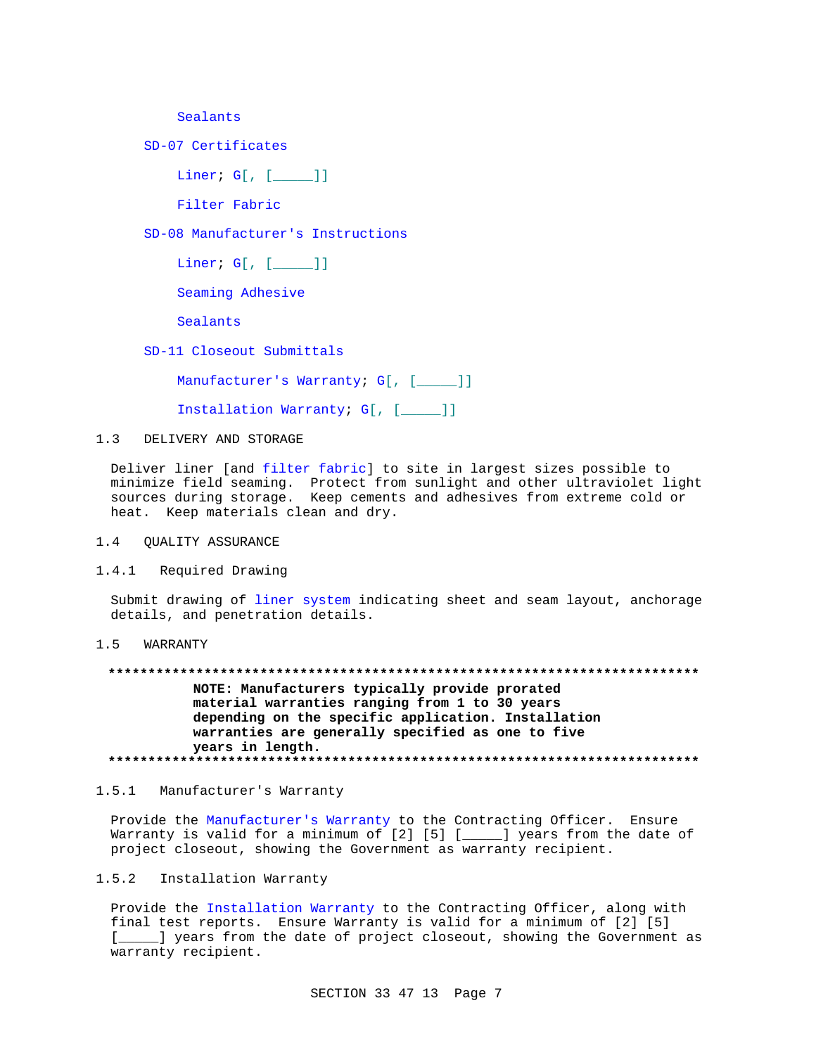Sealants

SD-07 Certificates

Liner; G[, [_____]]

Filter Fabric

SD-08 Manufacturer's Instructions

Liner; G[, [_____]]

Seaming Adhesive

Sealants

SD-11 Closeout Submittals

Manufacturer's Warranty; G[, [_____]]

Installation Warranty; G[, [_____]]

## 1.3 DELIVERY AND STORAGE

Deliver liner [and filter fabric] to site in largest sizes possible to minimize field seaming. Protect from sunlight and other ultraviolet light sources during storage. Keep cements and adhesives from extreme cold or heat. Keep materials clean and dry.

## 1.4 QUALITY ASSURANCE

### 1.4.1 Required Drawing

Submit drawing of liner system indicating sheet and seam layout, anchorage details, and penetration details.

## 1.5 WARRANTY

**************************************************************************

**NOTE: Manufacturers typically provide prorated material warranties ranging from 1 to 30 years depending on the specific application. Installation warranties are generally specified as one to five years in length.**

**************************************************************************

### 1.5.1 Manufacturer's Warranty

Provide the Manufacturer's Warranty to the Contracting Officer. Ensure Warranty is valid for a minimum of [2] [5] [_____] years from the date of project closeout, showing the Government as warranty recipient.

### 1.5.2 Installation Warranty

Provide the Installation Warranty to the Contracting Officer, along with final test reports. Ensure Warranty is valid for a minimum of [2] [5] [_____] years from the date of project closeout, showing the Government as warranty recipient.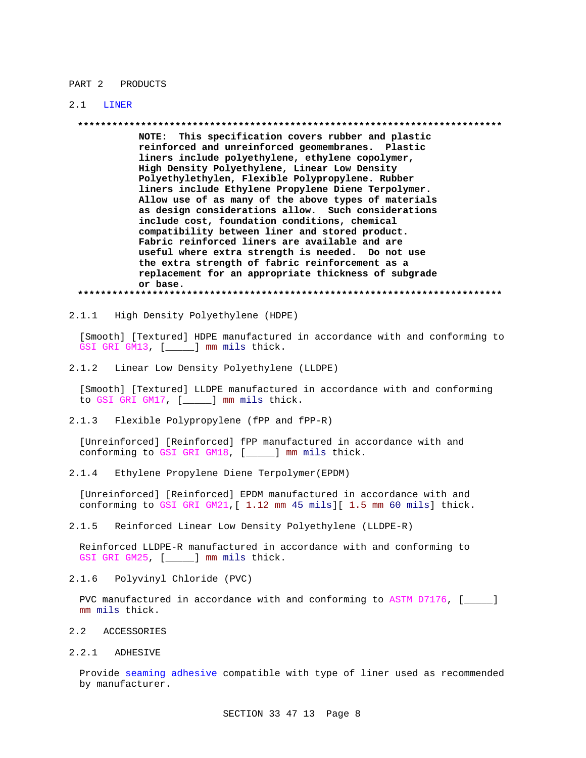# PART 2 PRODUCTS

## 2.1 LINER

```
**************************************************************************
          NOTE:  This specification covers rubber and plastic
          reinforced and unreinforced geomembranes.  Plastic
          liners include polyethylene, ethylene copolymer,
          High Density Polyethylene, Linear Low Density
          Polyethylethylen, Flexible Polypropylene. Rubber
          liners include Ethylene Propylene Diene Terpolymer.
          Allow use of as many of the above types of materials
          as design considerations allow.  Such considerations
          include cost, foundation conditions, chemical
          compatibility between liner and stored product.
          Fabric reinforced liners are available and are
          useful where extra strength is needed.  Do not use
          the extra strength of fabric reinforcement as a
          replacement for an appropriate thickness of subgrade
          or base.
**************************************************************************
```

### 2.1.1 High Density Polyethylene (HDPE)

[Smooth] [Textured] HDPE manufactured in accordance with and conforming to GSI GRI GM13, [_____] mm mils thick.

### 2.1.2 Linear Low Density Polyethylene (LLDPE)

[Smooth] [Textured] LLDPE manufactured in accordance with and conforming to GSI GRI GM17, [_____] mm mils thick.

### 2.1.3 Flexible Polypropylene (fPP and fPP-R)

[Unreinforced] [Reinforced] fPP manufactured in accordance with and conforming to GSI GRI GM18, [_____] mm mils thick.

### 2.1.4 Ethylene Propylene Diene Terpolymer(EPDM)

[Unreinforced] [Reinforced] EPDM manufactured in accordance with and conforming to GSI GRI GM21,[ 1.12 mm 45 mils][ 1.5 mm 60 mils] thick.

### 2.1.5 Reinforced Linear Low Density Polyethylene (LLDPE-R)

Reinforced LLDPE-R manufactured in accordance with and conforming to GSI GRI GM25, [_____] mm mils thick.

### 2.1.6 Polyvinyl Chloride (PVC)

PVC manufactured in accordance with and conforming to ASTM D7176, [_____] mm mils thick.

## 2.2 ACCESSORIES

### 2.2.1 ADHESIVE

Provide seaming adhesive compatible with type of liner used as recommended by manufacturer.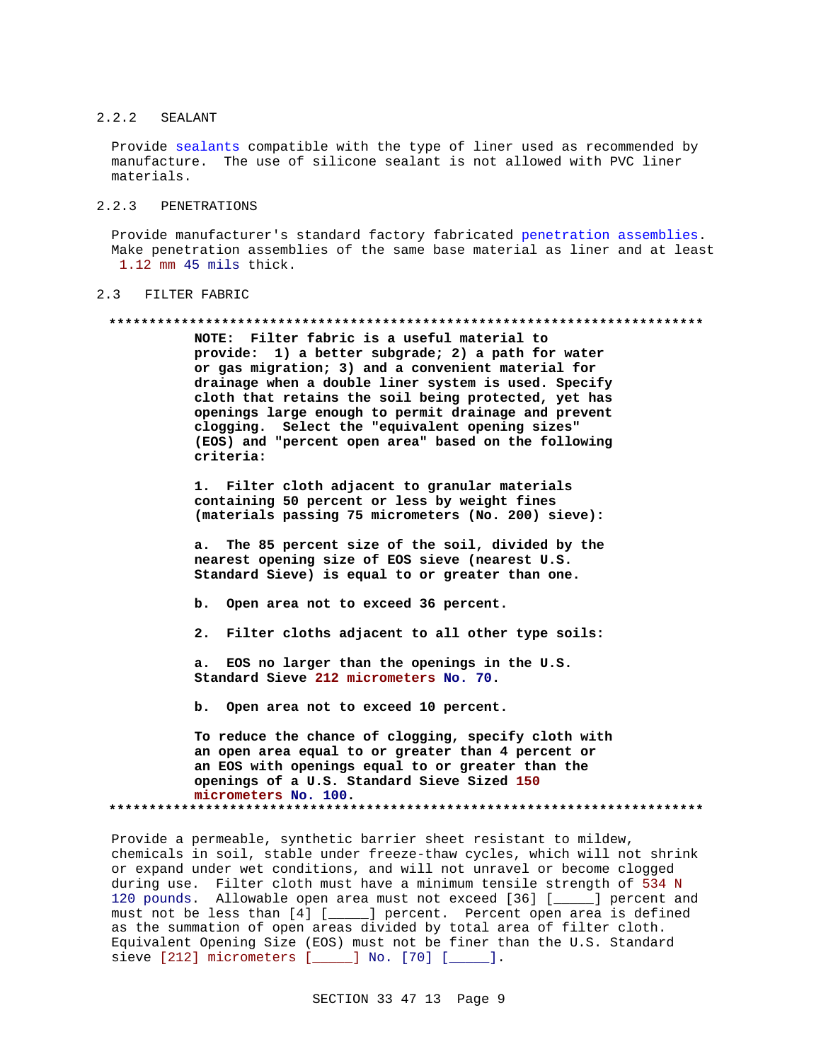### 2.2.2 SEALANT

Provide sealants compatible with the type of liner used as recommended by manufacture. The use of silicone sealant is not allowed with PVC liner materials.

### 2.2.3 PENETRATIONS

Provide manufacturer's standard factory fabricated penetration assemblies. Make penetration assemblies of the same base material as liner and at least 1.12 mm 45 mils thick.

## 2.3 FILTER FABRIC

**************************************************************************

**NOTE: Filter fabric is a useful material to provide: 1) a better subgrade; 2) a path for water or gas migration; 3) and a convenient material for drainage when a double liner system is used. Specify cloth that retains the soil being protected, yet has openings large enough to permit drainage and prevent clogging. Select the "equivalent opening sizes" (EOS) and "percent open area" based on the following criteria:**

**1. Filter cloth adjacent to granular materials containing 50 percent or less by weight fines (materials passing 75 micrometers (No. 200) sieve):**

**a. The 85 percent size of the soil, divided by the nearest opening size of EOS sieve (nearest U.S. Standard Sieve) is equal to or greater than one.**

**b. Open area not to exceed 36 percent.**

**2. Filter cloths adjacent to all other type soils:**

**a. EOS no larger than the openings in the U.S. Standard Sieve 212 micrometers No. 70.**

**b. Open area not to exceed 10 percent.**

**To reduce the chance of clogging, specify cloth with an open area equal to or greater than 4 percent or an EOS with openings equal to or greater than the openings of a U.S. Standard Sieve Sized 150 micrometers No. 100.**

**************************************************************************

Provide a permeable, synthetic barrier sheet resistant to mildew, chemicals in soil, stable under freeze-thaw cycles, which will not shrink or expand under wet conditions, and will not unravel or become clogged during use. Filter cloth must have a minimum tensile strength of 534 N 120 pounds. Allowable open area must not exceed [36] [_____] percent and must not be less than [4] [_____] percent. Percent open area is defined as the summation of open areas divided by total area of filter cloth. Equivalent Opening Size (EOS) must not be finer than the U.S. Standard sieve [212] micrometers [_____] No. [70] [_____].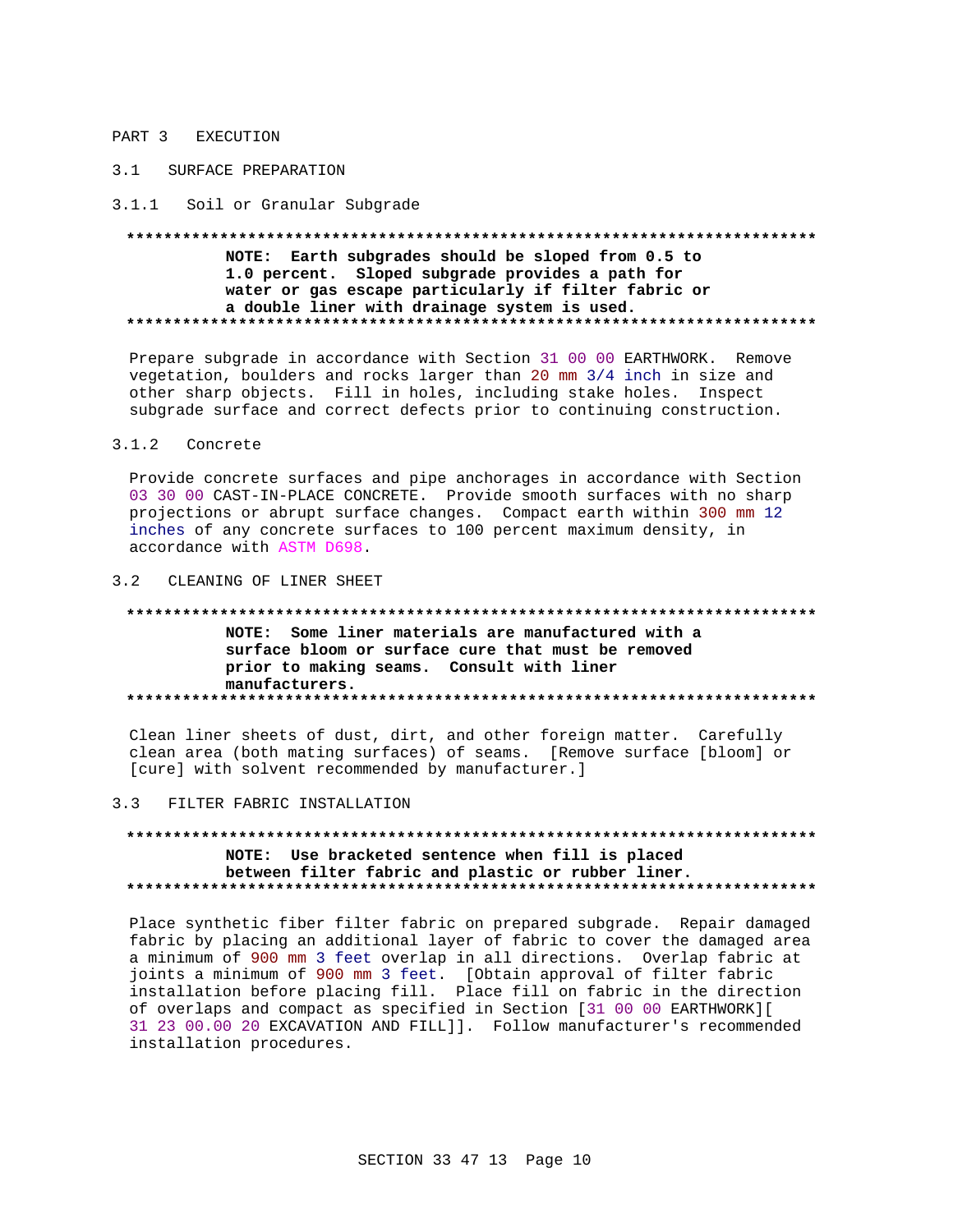# PART 3 EXECUTION

## 3.1 SURFACE PREPARATION

### 3.1.1 Soil or Granular Subgrade

**************************************************************************

**NOTE: Earth subgrades should be sloped from 0.5 to 1.0 percent. Sloped subgrade provides a path for water or gas escape particularly if filter fabric or a double liner with drainage system is used.**

**************************************************************************

Prepare subgrade in accordance with Section 31 00 00 EARTHWORK. Remove vegetation, boulders and rocks larger than 20 mm 3/4 inch in size and other sharp objects. Fill in holes, including stake holes. Inspect subgrade surface and correct defects prior to continuing construction.

### 3.1.2 Concrete

Provide concrete surfaces and pipe anchorages in accordance with Section 03 30 00 CAST-IN-PLACE CONCRETE. Provide smooth surfaces with no sharp projections or abrupt surface changes. Compact earth within 300 mm 12 inches of any concrete surfaces to 100 percent maximum density, in accordance with ASTM D698.

## 3.2 CLEANING OF LINER SHEET

**************************************************************************

**NOTE: Some liner materials are manufactured with a surface bloom or surface cure that must be removed prior to making seams. Consult with liner manufacturers.**

**************************************************************************

Clean liner sheets of dust, dirt, and other foreign matter. Carefully clean area (both mating surfaces) of seams. [Remove surface [bloom] or [cure] with solvent recommended by manufacturer.]

## 3.3 FILTER FABRIC INSTALLATION

**************************************************************************

**NOTE: Use bracketed sentence when fill is placed between filter fabric and plastic or rubber liner.**

**************************************************************************

Place synthetic fiber filter fabric on prepared subgrade. Repair damaged fabric by placing an additional layer of fabric to cover the damaged area a minimum of 900 mm 3 feet overlap in all directions. Overlap fabric at joints a minimum of 900 mm 3 feet. [Obtain approval of filter fabric installation before placing fill. Place fill on fabric in the direction of overlaps and compact as specified in Section [31 00 00 EARTHWORK][ 31 23 00.00 20 EXCAVATION AND FILL]]. Follow manufacturer's recommended installation procedures.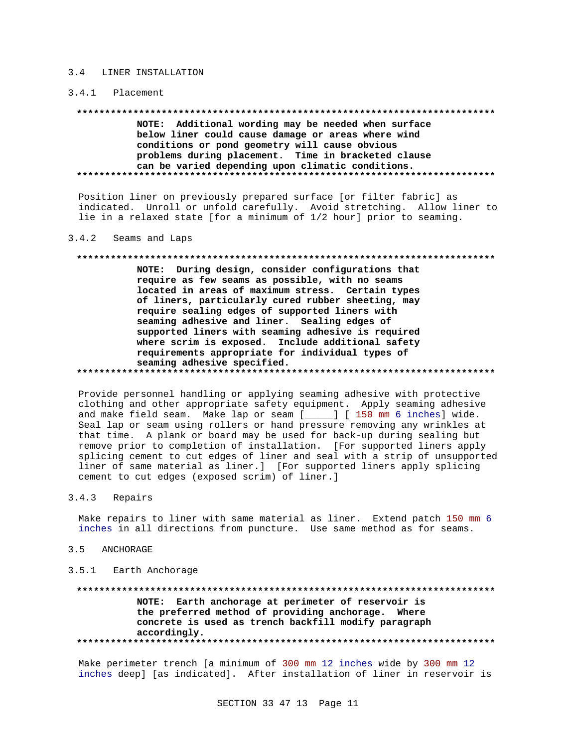## 3.4 LINER INSTALLATION

### 3.4.1 Placement

**************************************************************************

**NOTE: Additional wording may be needed when surface below liner could cause damage or areas where wind conditions or pond geometry will cause obvious problems during placement. Time in bracketed clause can be varied depending upon climatic conditions.**

**************************************************************************

Position liner on previously prepared surface [or filter fabric] as indicated. Unroll or unfold carefully. Avoid stretching. Allow liner to lie in a relaxed state [for a minimum of 1/2 hour] prior to seaming.

### 3.4.2 Seams and Laps

**************************************************************************

**NOTE: During design, consider configurations that require as few seams as possible, with no seams located in areas of maximum stress. Certain types of liners, particularly cured rubber sheeting, may require sealing edges of supported liners with seaming adhesive and liner. Sealing edges of supported liners with seaming adhesive is required where scrim is exposed. Include additional safety requirements appropriate for individual types of seaming adhesive specified.**

**************************************************************************

Provide personnel handling or applying seaming adhesive with protective clothing and other appropriate safety equipment. Apply seaming adhesive and make field seam. Make lap or seam [_____] [ 150 mm 6 inches] wide. Seal lap or seam using rollers or hand pressure removing any wrinkles at that time. A plank or board may be used for back-up during sealing but remove prior to completion of installation. [For supported liners apply splicing cement to cut edges of liner and seal with a strip of unsupported liner of same material as liner.] [For supported liners apply splicing cement to cut edges (exposed scrim) of liner.]

### 3.4.3 Repairs

Make repairs to liner with same material as liner. Extend patch 150 mm 6 inches in all directions from puncture. Use same method as for seams.

## 3.5 ANCHORAGE

### 3.5.1 Earth Anchorage

**************************************************************************

**NOTE: Earth anchorage at perimeter of reservoir is the preferred method of providing anchorage. Where concrete is used as trench backfill modify paragraph accordingly.**

**************************************************************************

Make perimeter trench [a minimum of 300 mm 12 inches wide by 300 mm 12 inches deep] [as indicated]. After installation of liner in reservoir is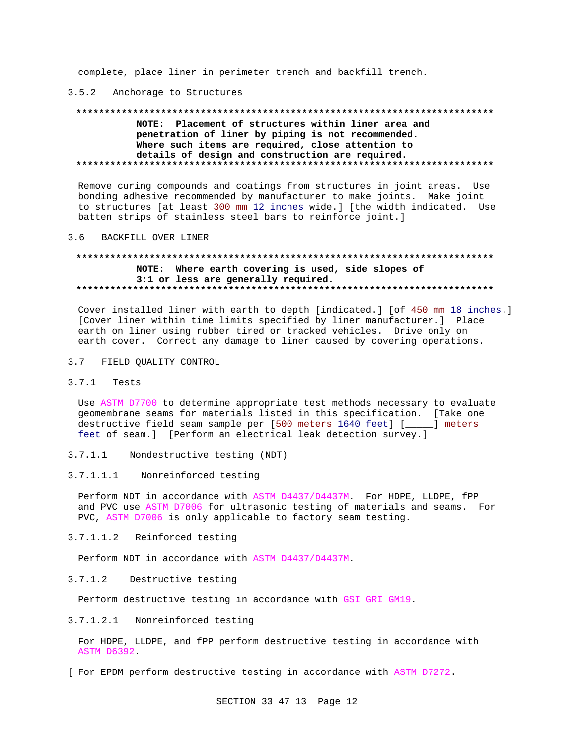complete, place liner in perimeter trench and backfill trench.

#### 3.5.2 Anchorage to Structures

**************************************************************************

**NOTE: Placement of structures within liner area and penetration of liner by piping is not recommended. Where such items are required, close attention to details of design and construction are required.**

**************************************************************************

Remove curing compounds and coatings from structures in joint areas. Use bonding adhesive recommended by manufacturer to make joints. Make joint to structures [at least 300 mm 12 inches wide.] [the width indicated. Use batten strips of stainless steel bars to reinforce joint.]

### 3.6 BACKFILL OVER LINER

**************************************************************************

**NOTE: Where earth covering is used, side slopes of 3:1 or less are generally required.**

**************************************************************************

Cover installed liner with earth to depth [indicated.] [of 450 mm 18 inches.] [Cover liner within time limits specified by liner manufacturer.] Place earth on liner using rubber tired or tracked vehicles. Drive only on earth cover. Correct any damage to liner caused by covering operations.

### 3.7 FIELD QUALITY CONTROL

#### 3.7.1 Tests

Use ASTM D7700 to determine appropriate test methods necessary to evaluate geomembrane seams for materials listed in this specification. [Take one destructive field seam sample per [500 meters 1640 feet] [_____] meters feet of seam.] [Perform an electrical leak detection survey.]

##### 3.7.1.1 Nondestructive testing (NDT)

###### 3.7.1.1.1 Nonreinforced testing

Perform NDT in accordance with ASTM D4437/D4437M. For HDPE, LLDPE, fPP and PVC use ASTM D7006 for ultrasonic testing of materials and seams. For PVC, ASTM D7006 is only applicable to factory seam testing.

###### 3.7.1.1.2 Reinforced testing

Perform NDT in accordance with ASTM D4437/D4437M.

##### 3.7.1.2 Destructive testing

Perform destructive testing in accordance with GSI GRI GM19.

###### 3.7.1.2.1 Nonreinforced testing

For HDPE, LLDPE, and fPP perform destructive testing in accordance with ASTM D6392.

[ For EPDM perform destructive testing in accordance with ASTM D7272.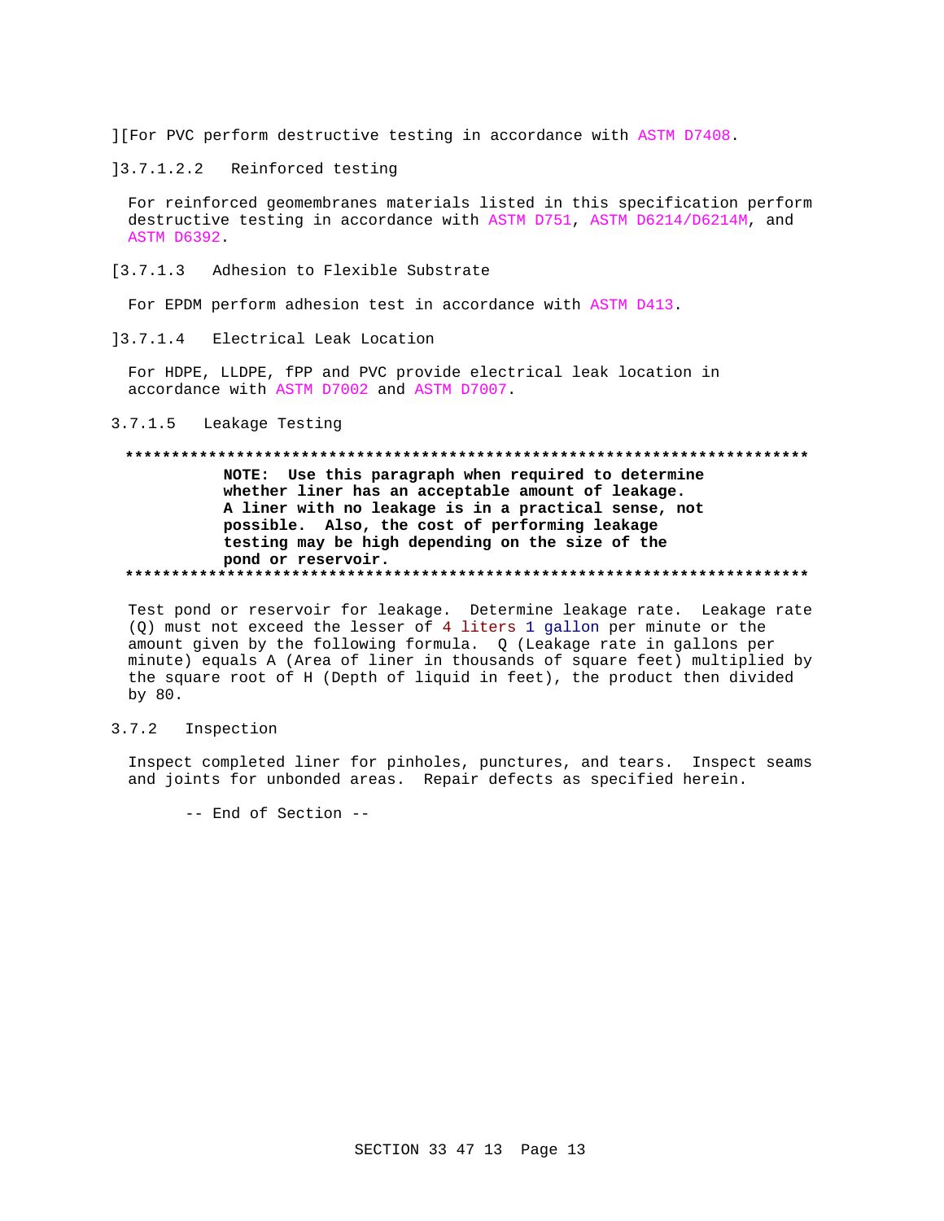][For PVC perform destructive testing in accordance with ASTM D7408.

]3.7.1.2.2 Reinforced testing

For reinforced geomembranes materials listed in this specification perform destructive testing in accordance with ASTM D751, ASTM D6214/D6214M, and ASTM D6392.

[3.7.1.3 Adhesion to Flexible Substrate

For EPDM perform adhesion test in accordance with ASTM D413.

]3.7.1.4 Electrical Leak Location

For HDPE, LLDPE, fPP and PVC provide electrical leak location in accordance with ASTM D7002 and ASTM D7007.

3.7.1.5 Leakage Testing

**************************************************************************

**NOTE: Use this paragraph when required to determine whether liner has an acceptable amount of leakage. A liner with no leakage is in a practical sense, not possible. Also, the cost of performing leakage testing may be high depending on the size of the pond or reservoir.**

**************************************************************************

Test pond or reservoir for leakage. Determine leakage rate. Leakage rate (Q) must not exceed the lesser of 4 liters 1 gallon per minute or the amount given by the following formula. Q (Leakage rate in gallons per minute) equals A (Area of liner in thousands of square feet) multiplied by the square root of H (Depth of liquid in feet), the product then divided by 80.

3.7.2 Inspection

Inspect completed liner for pinholes, punctures, and tears. Inspect seams and joints for unbonded areas. Repair defects as specified herein.

-- End of Section --